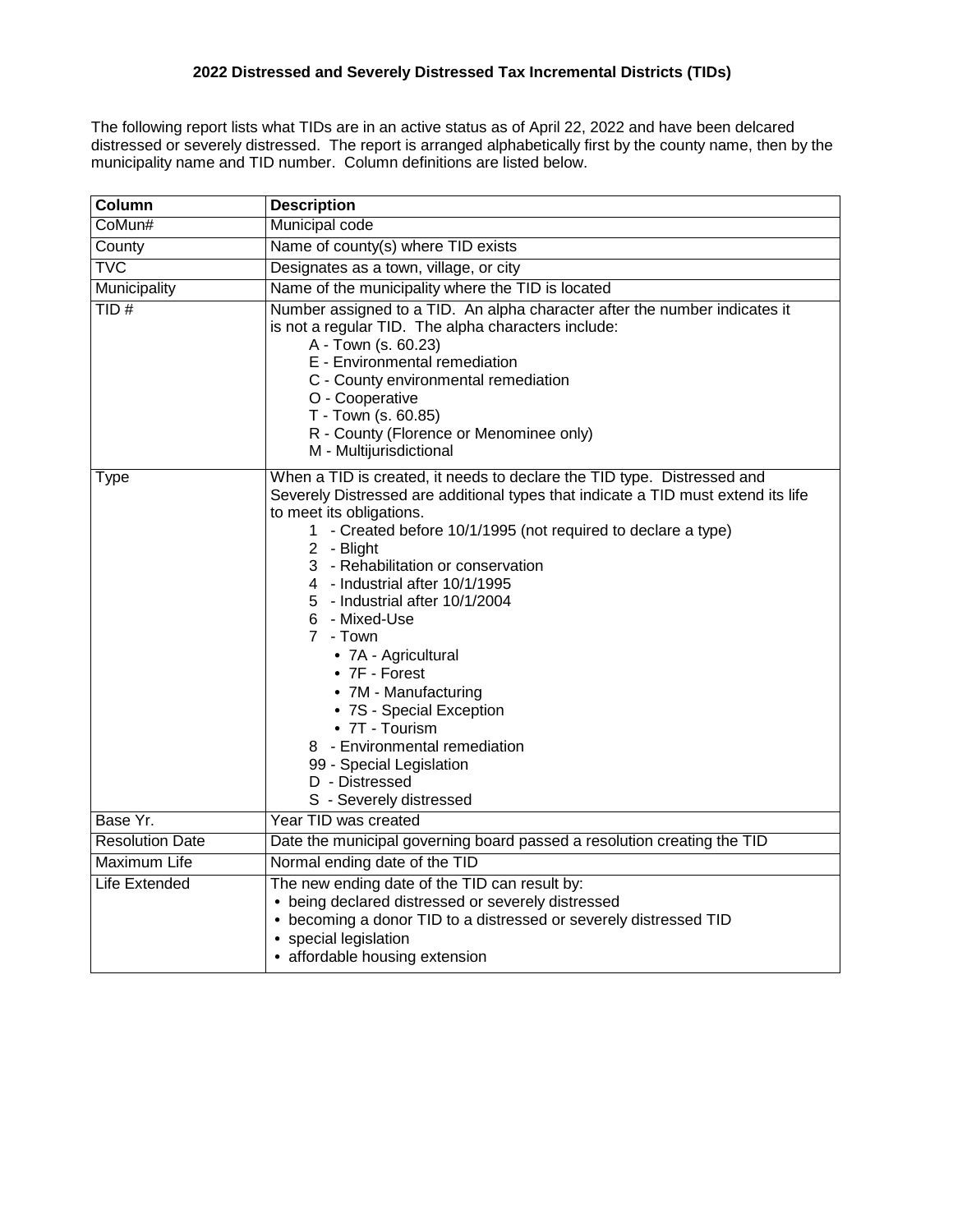# 2022 Distressed and Severely Distressed Tax Incremental Districts (TIDs)

The following report lists what TIDs are in an active status as of April 22, 2022 and have been delcared distressed or severely distressed. The report is arranged alphabetically first by the county name, then by the municipality name and TID number. Column definitions are listed below.

| Column | Description |
|---|---|
| CoMun# | Municipal code |
| County | Name of county(s) where TID exists |
| TVC | Designates as a town, village, or city |
| Municipality | Name of the municipality where the TID is located |
| TID # | Number assigned to a TID. An alpha character after the number indicates it is not a regular TID. The alpha characters include:<br>A - Town (s. 60.23)<br>E - Environmental remediation<br>C - County environmental remediation<br>O - Cooperative<br>T - Town (s. 60.85)<br>R - County (Florence or Menominee only)<br>M - Multijurisdictional |
| Type | When a TID is created, it needs to declare the TID type. Distressed and Severely Distressed are additional types that indicate a TID must extend its life to meet its obligations.<br>1 - Created before 10/1/1995 (not required to declare a type)<br>2 - Blight<br>3 - Rehabilitation or conservation<br>4 - Industrial after 10/1/1995<br>5 - Industrial after 10/1/2004<br>6 - Mixed-Use<br>7 - Town<br>• 7A - Agricultural<br>• 7F - Forest<br>• 7M - Manufacturing<br>• 7S - Special Exception<br>• 7T - Tourism<br>8 - Environmental remediation<br>99 - Special Legislation<br>D - Distressed<br>S - Severely distressed |
| Base Yr. | Year TID was created |
| Resolution Date | Date the municipal governing board passed a resolution creating the TID |
| Maximum Life | Normal ending date of the TID |
| Life Extended | The new ending date of the TID can result by:<br>• being declared distressed or severely distressed<br>• becoming a donor TID to a distressed or severely distressed TID<br>• special legislation<br>• affordable housing extension |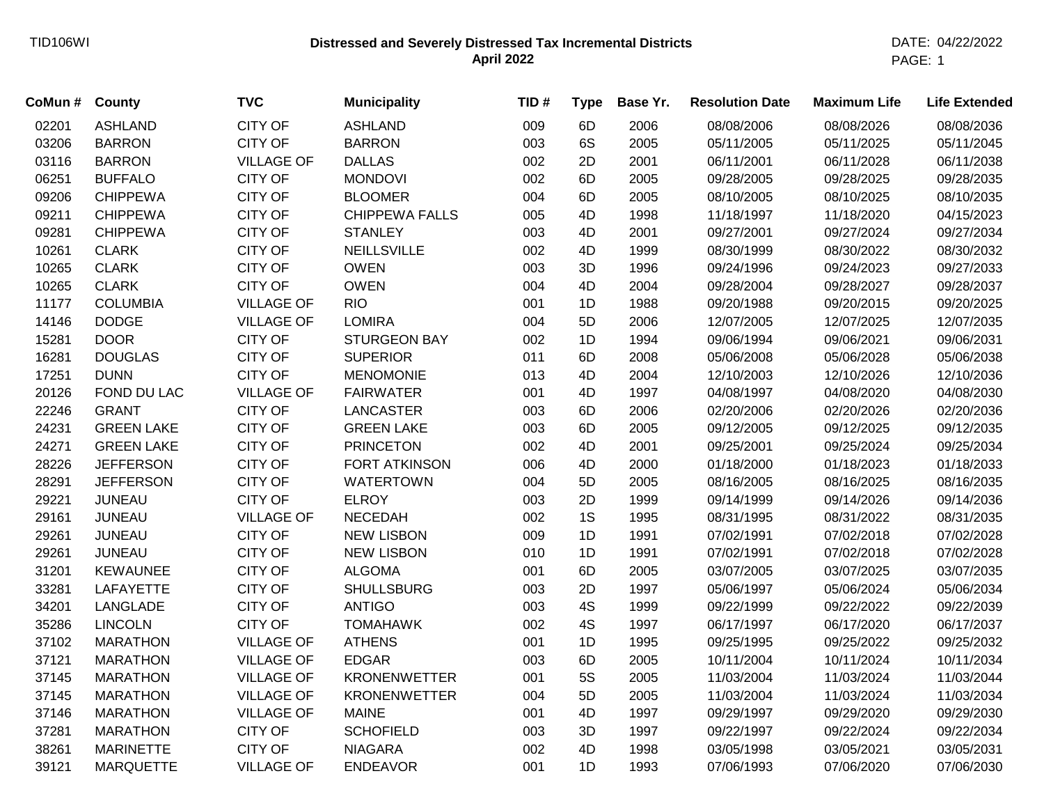TID106WI

**Distressed and Severely Distressed Tax Incremental Districts**
**April 2022**

DATE: 04/22/2022

| CoMun # | County | TVC | Municipality | TID # | Type | Base Yr. | Resolution Date | Maximum Life | Life Extended |
|---|---|---|---|---|---|---|---|---|---|
| 02201 | ASHLAND | CITY OF | ASHLAND | 009 | 6D | 2006 | 08/08/2006 | 08/08/2026 | 08/08/2036 |
| 03206 | BARRON | CITY OF | BARRON | 003 | 6S | 2005 | 05/11/2005 | 05/11/2025 | 05/11/2045 |
| 03116 | BARRON | VILLAGE OF | DALLAS | 002 | 2D | 2001 | 06/11/2001 | 06/11/2028 | 06/11/2038 |
| 06251 | BUFFALO | CITY OF | MONDOVI | 002 | 6D | 2005 | 09/28/2005 | 09/28/2025 | 09/28/2035 |
| 09206 | CHIPPEWA | CITY OF | BLOOMER | 004 | 6D | 2005 | 08/10/2005 | 08/10/2025 | 08/10/2035 |
| 09211 | CHIPPEWA | CITY OF | CHIPPEWA FALLS | 005 | 4D | 1998 | 11/18/1997 | 11/18/2020 | 04/15/2023 |
| 09281 | CHIPPEWA | CITY OF | STANLEY | 003 | 4D | 2001 | 09/27/2001 | 09/27/2024 | 09/27/2034 |
| 10261 | CLARK | CITY OF | NEILLSVILLE | 002 | 4D | 1999 | 08/30/1999 | 08/30/2022 | 08/30/2032 |
| 10265 | CLARK | CITY OF | OWEN | 003 | 3D | 1996 | 09/24/1996 | 09/24/2023 | 09/27/2033 |
| 10265 | CLARK | CITY OF | OWEN | 004 | 4D | 2004 | 09/28/2004 | 09/28/2027 | 09/28/2037 |
| 11177 | COLUMBIA | VILLAGE OF | RIO | 001 | 1D | 1988 | 09/20/1988 | 09/20/2015 | 09/20/2025 |
| 14146 | DODGE | VILLAGE OF | LOMIRA | 004 | 5D | 2006 | 12/07/2005 | 12/07/2025 | 12/07/2035 |
| 15281 | DOOR | CITY OF | STURGEON BAY | 002 | 1D | 1994 | 09/06/1994 | 09/06/2021 | 09/06/2031 |
| 16281 | DOUGLAS | CITY OF | SUPERIOR | 011 | 6D | 2008 | 05/06/2008 | 05/06/2028 | 05/06/2038 |
| 17251 | DUNN | CITY OF | MENOMONIE | 013 | 4D | 2004 | 12/10/2003 | 12/10/2026 | 12/10/2036 |
| 20126 | FOND DU LAC | VILLAGE OF | FAIRWATER | 001 | 4D | 1997 | 04/08/1997 | 04/08/2020 | 04/08/2030 |
| 22246 | GRANT | CITY OF | LANCASTER | 003 | 6D | 2006 | 02/20/2006 | 02/20/2026 | 02/20/2036 |
| 24231 | GREEN LAKE | CITY OF | GREEN LAKE | 003 | 6D | 2005 | 09/12/2005 | 09/12/2025 | 09/12/2035 |
| 24271 | GREEN LAKE | CITY OF | PRINCETON | 002 | 4D | 2001 | 09/25/2001 | 09/25/2024 | 09/25/2034 |
| 28226 | JEFFERSON | CITY OF | FORT ATKINSON | 006 | 4D | 2000 | 01/18/2000 | 01/18/2023 | 01/18/2033 |
| 28291 | JEFFERSON | CITY OF | WATERTOWN | 004 | 5D | 2005 | 08/16/2005 | 08/16/2025 | 08/16/2035 |
| 29221 | JUNEAU | CITY OF | ELROY | 003 | 2D | 1999 | 09/14/1999 | 09/14/2026 | 09/14/2036 |
| 29161 | JUNEAU | VILLAGE OF | NECEDAH | 002 | 1S | 1995 | 08/31/1995 | 08/31/2022 | 08/31/2035 |
| 29261 | JUNEAU | CITY OF | NEW LISBON | 009 | 1D | 1991 | 07/02/1991 | 07/02/2018 | 07/02/2028 |
| 29261 | JUNEAU | CITY OF | NEW LISBON | 010 | 1D | 1991 | 07/02/1991 | 07/02/2018 | 07/02/2028 |
| 31201 | KEWAUNEE | CITY OF | ALGOMA | 001 | 6D | 2005 | 03/07/2005 | 03/07/2025 | 03/07/2035 |
| 33281 | LAFAYETTE | CITY OF | SHULLSBURG | 003 | 2D | 1997 | 05/06/1997 | 05/06/2024 | 05/06/2034 |
| 34201 | LANGLADE | CITY OF | ANTIGO | 003 | 4S | 1999 | 09/22/1999 | 09/22/2022 | 09/22/2039 |
| 35286 | LINCOLN | CITY OF | TOMAHAWK | 002 | 4S | 1997 | 06/17/1997 | 06/17/2020 | 06/17/2037 |
| 37102 | MARATHON | VILLAGE OF | ATHENS | 001 | 1D | 1995 | 09/25/1995 | 09/25/2022 | 09/25/2032 |
| 37121 | MARATHON | VILLAGE OF | EDGAR | 003 | 6D | 2005 | 10/11/2004 | 10/11/2024 | 10/11/2034 |
| 37145 | MARATHON | VILLAGE OF | KRONENWETTER | 001 | 5S | 2005 | 11/03/2004 | 11/03/2024 | 11/03/2044 |
| 37145 | MARATHON | VILLAGE OF | KRONENWETTER | 004 | 5D | 2005 | 11/03/2004 | 11/03/2024 | 11/03/2034 |
| 37146 | MARATHON | VILLAGE OF | MAINE | 001 | 4D | 1997 | 09/29/1997 | 09/29/2020 | 09/29/2030 |
| 37281 | MARATHON | CITY OF | SCHOFIELD | 003 | 3D | 1997 | 09/22/1997 | 09/22/2024 | 09/22/2034 |
| 38261 | MARINETTE | CITY OF | NIAGARA | 002 | 4D | 1998 | 03/05/1998 | 03/05/2021 | 03/05/2031 |
| 39121 | MARQUETTE | VILLAGE OF | ENDEAVOR | 001 | 1D | 1993 | 07/06/1993 | 07/06/2020 | 07/06/2030 |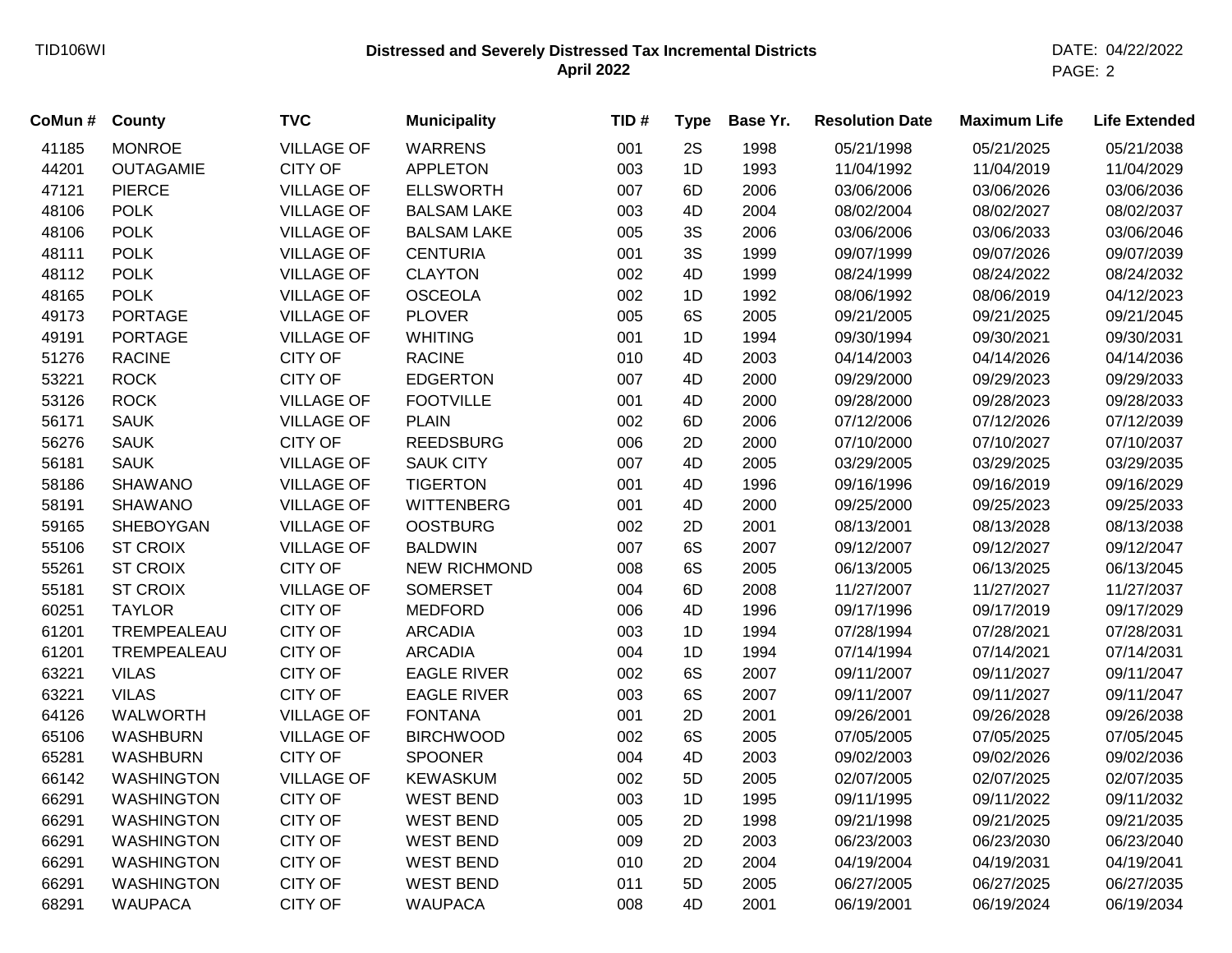| CoMun # | County | TVC | Municipality | TID # | Type | Base Yr. | Resolution Date | Maximum Life | Life Extended |
|---|---|---|---|---|---|---|---|---|---|
| 41185 | MONROE | VILLAGE OF | WARRENS | 001 | 2S | 1998 | 05/21/1998 | 05/21/2025 | 05/21/2038 |
| 44201 | OUTAGAMIE | CITY OF | APPLETON | 003 | 1D | 1993 | 11/04/1992 | 11/04/2019 | 11/04/2029 |
| 47121 | PIERCE | VILLAGE OF | ELLSWORTH | 007 | 6D | 2006 | 03/06/2006 | 03/06/2026 | 03/06/2036 |
| 48106 | POLK | VILLAGE OF | BALSAM LAKE | 003 | 4D | 2004 | 08/02/2004 | 08/02/2027 | 08/02/2037 |
| 48106 | POLK | VILLAGE OF | BALSAM LAKE | 005 | 3S | 2006 | 03/06/2006 | 03/06/2033 | 03/06/2046 |
| 48111 | POLK | VILLAGE OF | CENTURIA | 001 | 3S | 1999 | 09/07/1999 | 09/07/2026 | 09/07/2039 |
| 48112 | POLK | VILLAGE OF | CLAYTON | 002 | 4D | 1999 | 08/24/1999 | 08/24/2022 | 08/24/2032 |
| 48165 | POLK | VILLAGE OF | OSCEOLA | 002 | 1D | 1992 | 08/06/1992 | 08/06/2019 | 04/12/2023 |
| 49173 | PORTAGE | VILLAGE OF | PLOVER | 005 | 6S | 2005 | 09/21/2005 | 09/21/2025 | 09/21/2045 |
| 49191 | PORTAGE | VILLAGE OF | WHITING | 001 | 1D | 1994 | 09/30/1994 | 09/30/2021 | 09/30/2031 |
| 51276 | RACINE | CITY OF | RACINE | 010 | 4D | 2003 | 04/14/2003 | 04/14/2026 | 04/14/2036 |
| 53221 | ROCK | CITY OF | EDGERTON | 007 | 4D | 2000 | 09/29/2000 | 09/29/2023 | 09/29/2033 |
| 53126 | ROCK | VILLAGE OF | FOOTVILLE | 001 | 4D | 2000 | 09/28/2000 | 09/28/2023 | 09/28/2033 |
| 56171 | SAUK | VILLAGE OF | PLAIN | 002 | 6D | 2006 | 07/12/2006 | 07/12/2026 | 07/12/2039 |
| 56276 | SAUK | CITY OF | REEDSBURG | 006 | 2D | 2000 | 07/10/2000 | 07/10/2027 | 07/10/2037 |
| 56181 | SAUK | VILLAGE OF | SAUK CITY | 007 | 4D | 2005 | 03/29/2005 | 03/29/2025 | 03/29/2035 |
| 58186 | SHAWANO | VILLAGE OF | TIGERTON | 001 | 4D | 1996 | 09/16/1996 | 09/16/2019 | 09/16/2029 |
| 58191 | SHAWANO | VILLAGE OF | WITTENBERG | 001 | 4D | 2000 | 09/25/2000 | 09/25/2023 | 09/25/2033 |
| 59165 | SHEBOYGAN | VILLAGE OF | OOSTBURG | 002 | 2D | 2001 | 08/13/2001 | 08/13/2028 | 08/13/2038 |
| 55106 | ST CROIX | VILLAGE OF | BALDWIN | 007 | 6S | 2007 | 09/12/2007 | 09/12/2027 | 09/12/2047 |
| 55261 | ST CROIX | CITY OF | NEW RICHMOND | 008 | 6S | 2005 | 06/13/2005 | 06/13/2025 | 06/13/2045 |
| 55181 | ST CROIX | VILLAGE OF | SOMERSET | 004 | 6D | 2008 | 11/27/2007 | 11/27/2027 | 11/27/2037 |
| 60251 | TAYLOR | CITY OF | MEDFORD | 006 | 4D | 1996 | 09/17/1996 | 09/17/2019 | 09/17/2029 |
| 61201 | TREMPEALEAU | CITY OF | ARCADIA | 003 | 1D | 1994 | 07/28/1994 | 07/28/2021 | 07/28/2031 |
| 61201 | TREMPEALEAU | CITY OF | ARCADIA | 004 | 1D | 1994 | 07/14/1994 | 07/14/2021 | 07/14/2031 |
| 63221 | VILAS | CITY OF | EAGLE RIVER | 002 | 6S | 2007 | 09/11/2007 | 09/11/2027 | 09/11/2047 |
| 63221 | VILAS | CITY OF | EAGLE RIVER | 003 | 6S | 2007 | 09/11/2007 | 09/11/2027 | 09/11/2047 |
| 64126 | WALWORTH | VILLAGE OF | FONTANA | 001 | 2D | 2001 | 09/26/2001 | 09/26/2028 | 09/26/2038 |
| 65106 | WASHBURN | VILLAGE OF | BIRCHWOOD | 002 | 6S | 2005 | 07/05/2005 | 07/05/2025 | 07/05/2045 |
| 65281 | WASHBURN | CITY OF | SPOONER | 004 | 4D | 2003 | 09/02/2003 | 09/02/2026 | 09/02/2036 |
| 66142 | WASHINGTON | VILLAGE OF | KEWASKUM | 002 | 5D | 2005 | 02/07/2005 | 02/07/2025 | 02/07/2035 |
| 66291 | WASHINGTON | CITY OF | WEST BEND | 003 | 1D | 1995 | 09/11/1995 | 09/11/2022 | 09/11/2032 |
| 66291 | WASHINGTON | CITY OF | WEST BEND | 005 | 2D | 1998 | 09/21/1998 | 09/21/2025 | 09/21/2035 |
| 66291 | WASHINGTON | CITY OF | WEST BEND | 009 | 2D | 2003 | 06/23/2003 | 06/23/2030 | 06/23/2040 |
| 66291 | WASHINGTON | CITY OF | WEST BEND | 010 | 2D | 2004 | 04/19/2004 | 04/19/2031 | 04/19/2041 |
| 66291 | WASHINGTON | CITY OF | WEST BEND | 011 | 5D | 2005 | 06/27/2005 | 06/27/2025 | 06/27/2035 |
| 68291 | WAUPACA | CITY OF | WAUPACA | 008 | 4D | 2001 | 06/19/2001 | 06/19/2024 | 06/19/2034 |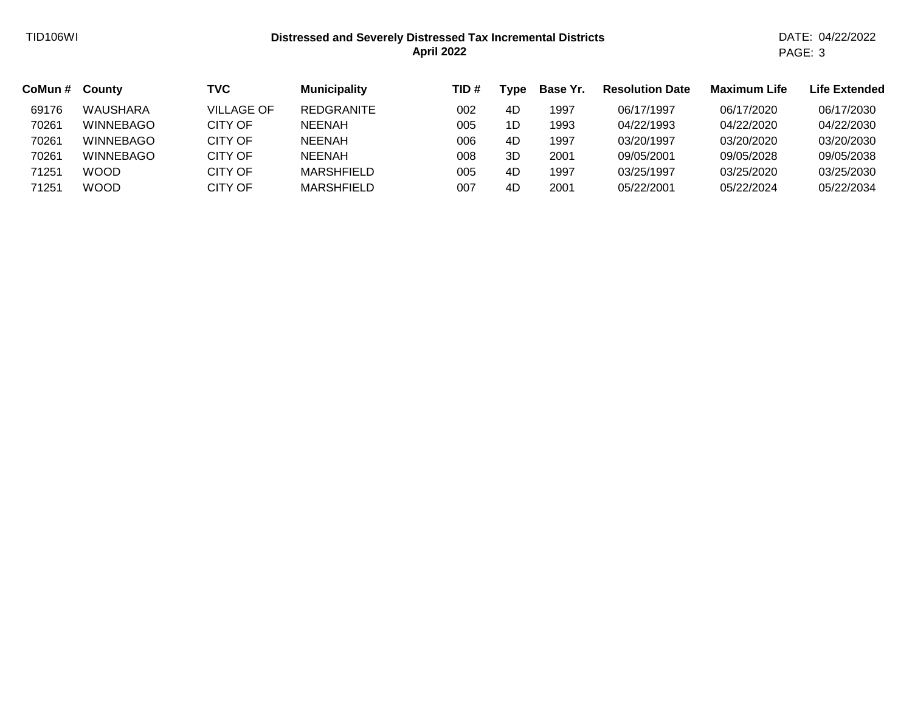| CoMun # | County | TVC | Municipality | TID # | Type | Base Yr. | Resolution Date | Maximum Life | Life Extended |
|---|---|---|---|---|---|---|---|---|---|
| 69176 | WAUSHARA | VILLAGE OF | REDGRANITE | 002 | 4D | 1997 | 06/17/1997 | 06/17/2020 | 06/17/2030 |
| 70261 | WINNEBAGO | CITY OF | NEENAH | 005 | 1D | 1993 | 04/22/1993 | 04/22/2020 | 04/22/2030 |
| 70261 | WINNEBAGO | CITY OF | NEENAH | 006 | 4D | 1997 | 03/20/1997 | 03/20/2020 | 03/20/2030 |
| 70261 | WINNEBAGO | CITY OF | NEENAH | 008 | 3D | 2001 | 09/05/2001 | 09/05/2028 | 09/05/2038 |
| 71251 | WOOD | CITY OF | MARSHFIELD | 005 | 4D | 1997 | 03/25/1997 | 03/25/2020 | 03/25/2030 |
| 71251 | WOOD | CITY OF | MARSHFIELD | 007 | 4D | 2001 | 05/22/2001 | 05/22/2024 | 05/22/2034 |